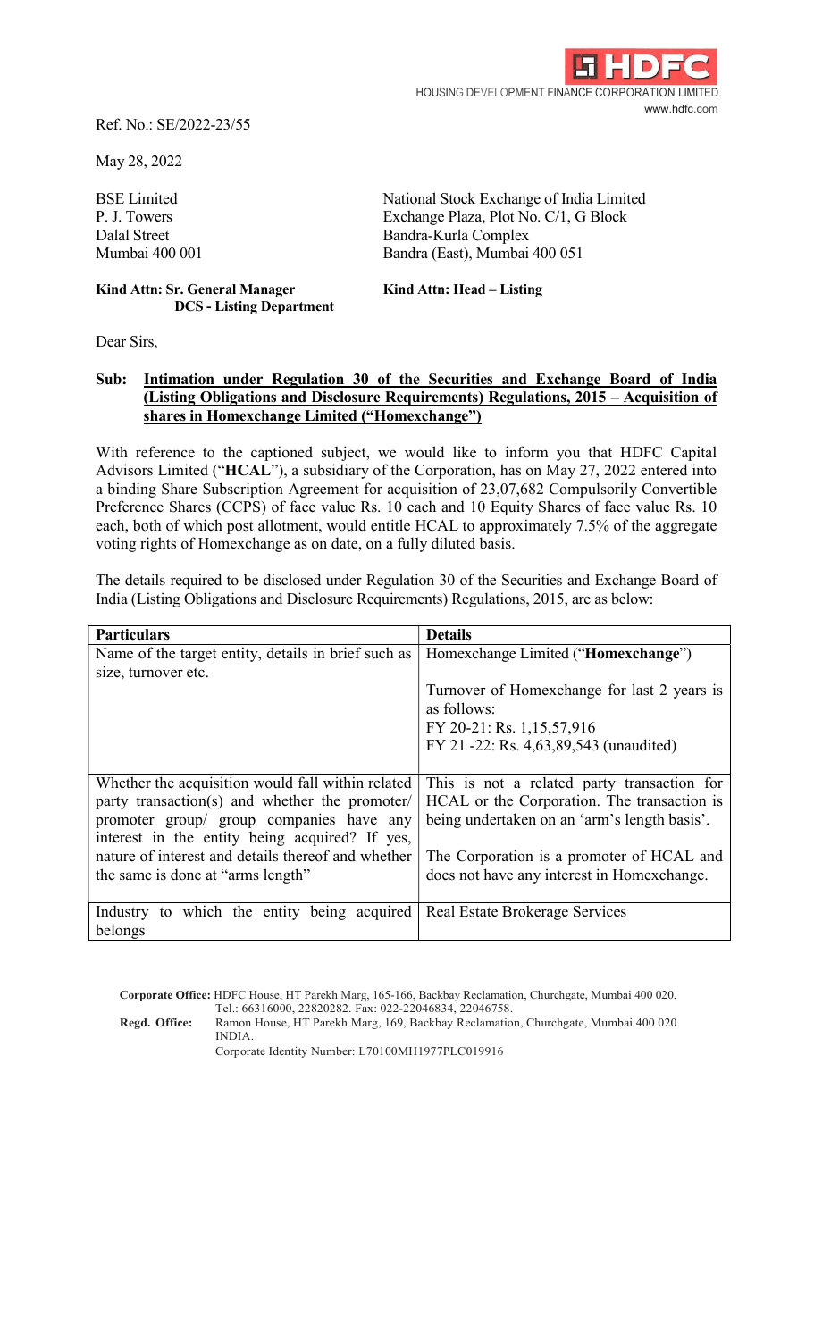HOUSING DEVELOPMENT FINANCE CORPORATION LIMITED
www.hdfc.com

Ref. No.: SE/2022-23/55

May 28, 2022

BSE Limited
P. J. Towers
Dalal Street
Mumbai 400 001

**Kind Attn: Sr. General Manager**
**DCS - Listing Department**

National Stock Exchange of India Limited
Exchange Plaza, Plot No. C/1, G Block
Bandra-Kurla Complex
Bandra (East), Mumbai 400 051

**Kind Attn: Head – Listing**

Dear Sirs,

**Sub: Intimation under Regulation 30 of the Securities and Exchange Board of India (Listing Obligations and Disclosure Requirements) Regulations, 2015 – Acquisition of shares in Homexchange Limited ("Homexchange")**

With reference to the captioned subject, we would like to inform you that HDFC Capital Advisors Limited ("**HCAL**"), a subsidiary of the Corporation, has on May 27, 2022 entered into a binding Share Subscription Agreement for acquisition of 23,07,682 Compulsorily Convertible Preference Shares (CCPS) of face value Rs. 10 each and 10 Equity Shares of face value Rs. 10 each, both of which post allotment, would entitle HCAL to approximately 7.5% of the aggregate voting rights of Homexchange as on date, on a fully diluted basis.

The details required to be disclosed under Regulation 30 of the Securities and Exchange Board of India (Listing Obligations and Disclosure Requirements) Regulations, 2015, are as below:

| Particulars | Details |
| --- | --- |
| Name of the target entity, details in brief such as size, turnover etc. | Homexchange Limited ("**Homexchange**")<br><br>Turnover of Homexchange for last 2 years is as follows:<br>FY 20-21: Rs. 1,15,57,916<br>FY 21 -22: Rs. 4,63,89,543 (unaudited) |
| Whether the acquisition would fall within related party transaction(s) and whether the promoter/ promoter group/ group companies have any interest in the entity being acquired? If yes, nature of interest and details thereof and whether the same is done at "arms length" | This is not a related party transaction for HCAL or the Corporation. The transaction is being undertaken on an 'arm's length basis'.<br><br>The Corporation is a promoter of HCAL and does not have any interest in Homexchange. |
| Industry to which the entity being acquired belongs | Real Estate Brokerage Services |

**Corporate Office:** HDFC House, HT Parekh Marg, 165-166, Backbay Reclamation, Churchgate, Mumbai 400 020. Tel.: 66316000, 22820282. Fax: 022-22046834, 22046758.
**Regd. Office:** Ramon House, HT Parekh Marg, 169, Backbay Reclamation, Churchgate, Mumbai 400 020. INDIA.
Corporate Identity Number: L70100MH1977PLC019916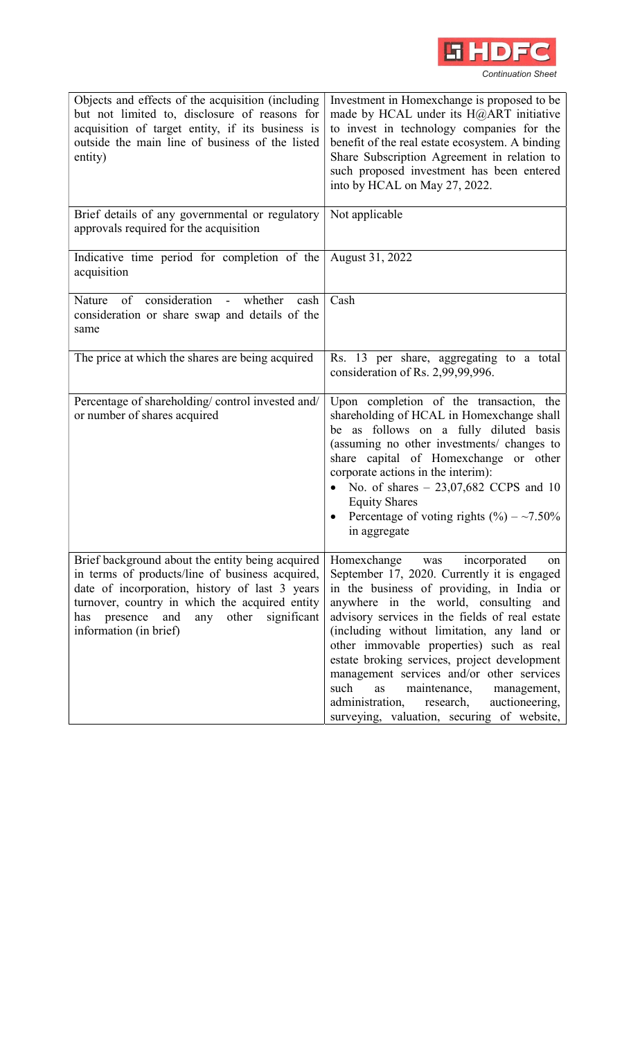| | |
|---|---|
| Objects and effects of the acquisition (including but not limited to, disclosure of reasons for acquisition of target entity, if its business is outside the main line of business of the listed entity) | Investment in Homexchange is proposed to be made by HCAL under its H@ART initiative to invest in technology companies for the benefit of the real estate ecosystem. A binding Share Subscription Agreement in relation to such proposed investment has been entered into by HCAL on May 27, 2022. |
| Brief details of any governmental or regulatory approvals required for the acquisition | Not applicable |
| Indicative time period for completion of the acquisition | August 31, 2022 |
| Nature of consideration - whether cash consideration or share swap and details of the same | Cash |
| The price at which the shares are being acquired | Rs. 13 per share, aggregating to a total consideration of Rs. 2,99,99,996. |
| Percentage of shareholding/ control invested and/ or number of shares acquired | Upon completion of the transaction, the shareholding of HCAL in Homexchange shall be as follows on a fully diluted basis (assuming no other investments/ changes to share capital of Homexchange or other corporate actions in the interim):<br>• No. of shares – 23,07,682 CCPS and 10 Equity Shares<br>• Percentage of voting rights (%) – ~7.50% in aggregate |
| Brief background about the entity being acquired in terms of products/line of business acquired, date of incorporation, history of last 3 years turnover, country in which the acquired entity has presence and any other significant information (in brief) | Homexchange was incorporated on September 17, 2020. Currently it is engaged in the business of providing, in India or anywhere in the world, consulting and advisory services in the fields of real estate (including without limitation, any land or other immovable properties) such as real estate broking services, project development management services and/or other services such as maintenance, management, administration, research, auctioneering, surveying, valuation, securing of website, |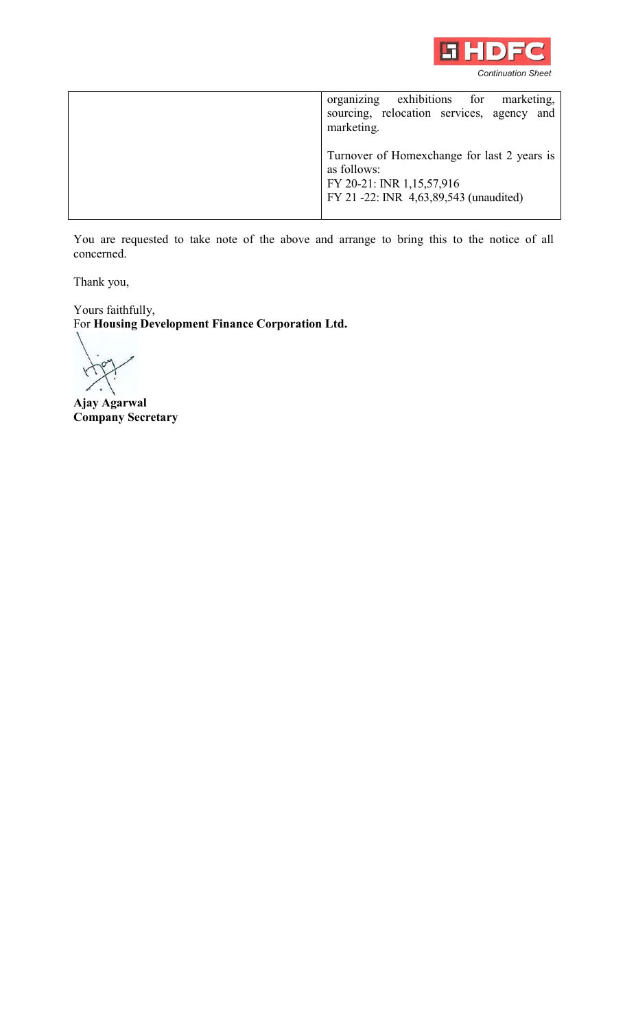| | |
|---|---|
| | organizing exhibitions for marketing, sourcing, relocation services, agency and marketing.<br><br>Turnover of Homexchange for last 2 years is as follows:<br>FY 20-21: INR 1,15,57,916<br>FY 21 -22: INR 4,63,89,543 (unaudited) |

You are requested to take note of the above and arrange to bring this to the notice of all concerned.

Thank you,

Yours faithfully,
For **Housing Development Finance Corporation Ltd.**

**Ajay Agarwal**
**Company Secretary**